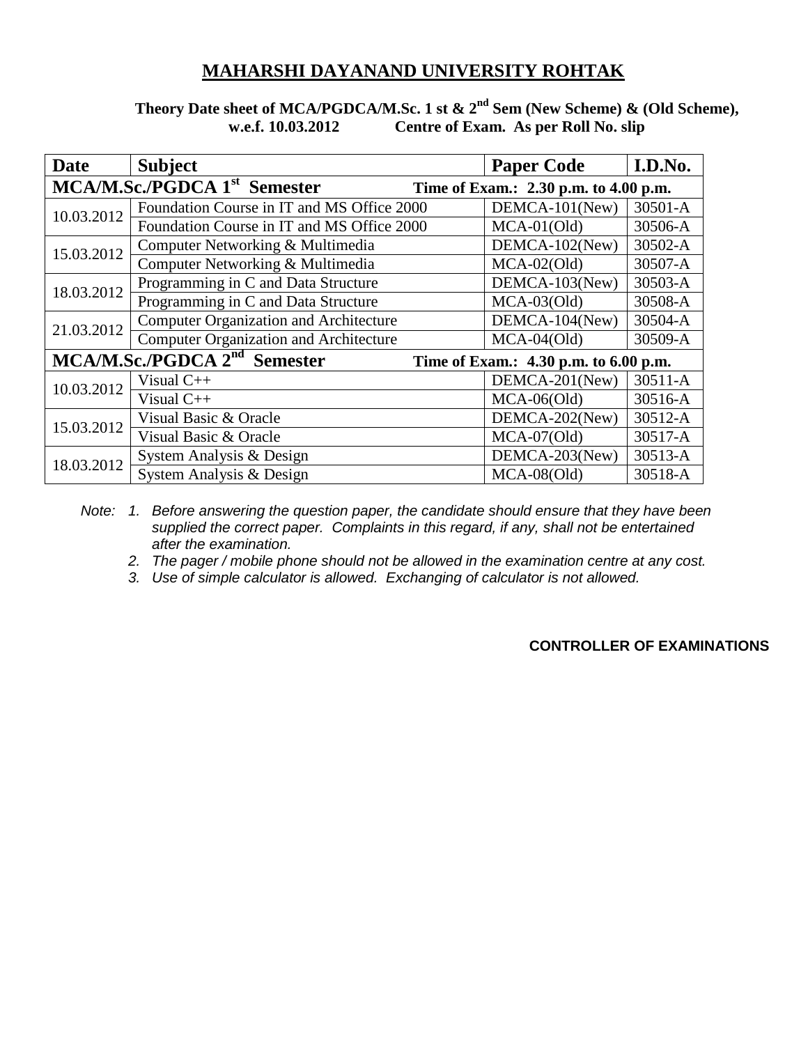# MAHARSHI DAYANAND UNIVERSITY ROHTAK

**Theory Date sheet of MCA/PGDCA/M.Sc. 1 st & 2nd Sem (New Scheme) & (Old Scheme), w.e.f. 10.03.2012 Centre of Exam. As per Roll No. slip**

| Date | Subject | Paper Code | I.D.No. |
|---|---|---|---|
| **MCA/M.Sc./PGDCA 1st Semester** | **Time of Exam.: 2.30 p.m. to 4.00 p.m.** | | |
| 10.03.2012 | Foundation Course in IT and MS Office 2000 | DEMCA-101(New) | 30501-A |
| | Foundation Course in IT and MS Office 2000 | MCA-01(Old) | 30506-A |
| 15.03.2012 | Computer Networking & Multimedia | DEMCA-102(New) | 30502-A |
| | Computer Networking & Multimedia | MCA-02(Old) | 30507-A |
| 18.03.2012 | Programming in C and Data Structure | DEMCA-103(New) | 30503-A |
| | Programming in C and Data Structure | MCA-03(Old) | 30508-A |
| 21.03.2012 | Computer Organization and Architecture | DEMCA-104(New) | 30504-A |
| | Computer Organization and Architecture | MCA-04(Old) | 30509-A |
| **MCA/M.Sc./PGDCA 2nd Semester** | **Time of Exam.: 4.30 p.m. to 6.00 p.m.** | | |
| 10.03.2012 | Visual C++ | DEMCA-201(New) | 30511-A |
| | Visual C++ | MCA-06(Old) | 30516-A |
| 15.03.2012 | Visual Basic & Oracle | DEMCA-202(New) | 30512-A |
| | Visual Basic & Oracle | MCA-07(Old) | 30517-A |
| 18.03.2012 | System Analysis & Design | DEMCA-203(New) | 30513-A |
| | System Analysis & Design | MCA-08(Old) | 30518-A |

*Note:*

1. *Before answering the question paper, the candidate should ensure that they have been supplied the correct paper. Complaints in this regard, if any, shall not be entertained after the examination.*
2. *The pager / mobile phone should not be allowed in the examination centre at any cost.*
3. *Use of simple calculator is allowed. Exchanging of calculator is not allowed.*

**CONTROLLER OF EXAMINATIONS**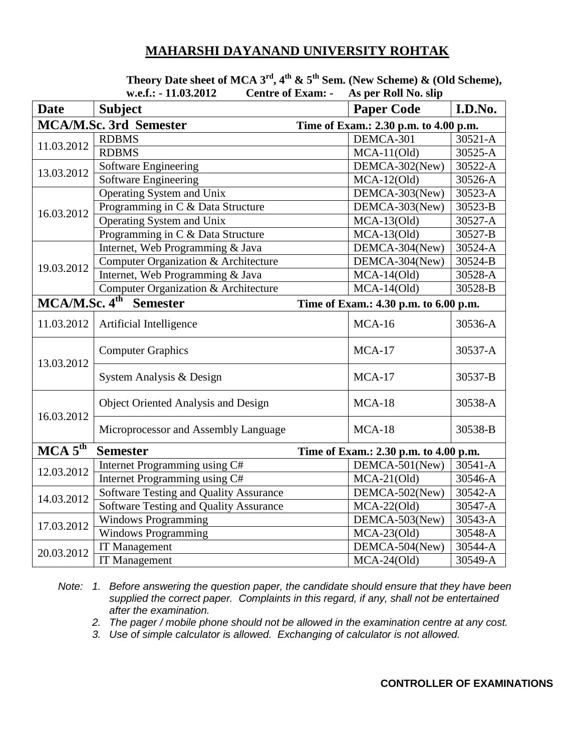# MAHARSHI DAYANAND UNIVERSITY ROHTAK

**Theory Date sheet of MCA 3rd, 4th & 5th Sem. (New Scheme) & (Old Scheme),**
**w.e.f.: - 11.03.2012 Centre of Exam: - As per Roll No. slip**

| Date | Subject | Paper Code | I.D.No. |
|---|---|---|---|
| **MCA/M.Sc. 3rd Semester** | | **Time of Exam.: 2.30 p.m. to 4.00 p.m.** | |
| 11.03.2012 | RDBMS | DEMCA-301 | 30521-A |
| | RDBMS | MCA-11(Old) | 30525-A |
| 13.03.2012 | Software Engineering | DEMCA-302(New) | 30522-A |
| | Software Engineering | MCA-12(Old) | 30526-A |
| 16.03.2012 | Operating System and Unix | DEMCA-303(New) | 30523-A |
| | Programming in C & Data Structure | DEMCA-303(New) | 30523-B |
| | Operating System and Unix | MCA-13(Old) | 30527-A |
| | Programming in C & Data Structure | MCA-13(Old) | 30527-B |
| 19.03.2012 | Internet, Web Programming & Java | DEMCA-304(New) | 30524-A |
| | Computer Organization & Architecture | DEMCA-304(New) | 30524-B |
| | Internet, Web Programming & Java | MCA-14(Old) | 30528-A |
| | Computer Organization & Architecture | MCA-14(Old) | 30528-B |
| **MCA/M.Sc. 4th Semester** | | **Time of Exam.: 4.30 p.m. to 6.00 p.m.** | |
| 11.03.2012 | Artificial Intelligence | MCA-16 | 30536-A |
| 13.03.2012 | Computer Graphics | MCA-17 | 30537-A |
| | System Analysis & Design | MCA-17 | 30537-B |
| 16.03.2012 | Object Oriented Analysis and Design | MCA-18 | 30538-A |
| | Microprocessor and Assembly Language | MCA-18 | 30538-B |
| **MCA 5th Semester** | | **Time of Exam.: 2.30 p.m. to 4.00 p.m.** | |
| 12.03.2012 | Internet Programming using C# | DEMCA-501(New) | 30541-A |
| | Internet Programming using C# | MCA-21(Old) | 30546-A |
| 14.03.2012 | Software Testing and Quality Assurance | DEMCA-502(New) | 30542-A |
| | Software Testing and Quality Assurance | MCA-22(Old) | 30547-A |
| 17.03.2012 | Windows Programming | DEMCA-503(New) | 30543-A |
| | Windows Programming | MCA-23(Old) | 30548-A |
| 20.03.2012 | IT Management | DEMCA-504(New) | 30544-A |
| | IT Management | MCA-24(Old) | 30549-A |

*Note:*
1. *Before answering the question paper, the candidate should ensure that they have been supplied the correct paper. Complaints in this regard, if any, shall not be entertained after the examination.*
2. *The pager / mobile phone should not be allowed in the examination centre at any cost.*
3. *Use of simple calculator is allowed. Exchanging of calculator is not allowed.*

**CONTROLLER OF EXAMINATIONS**